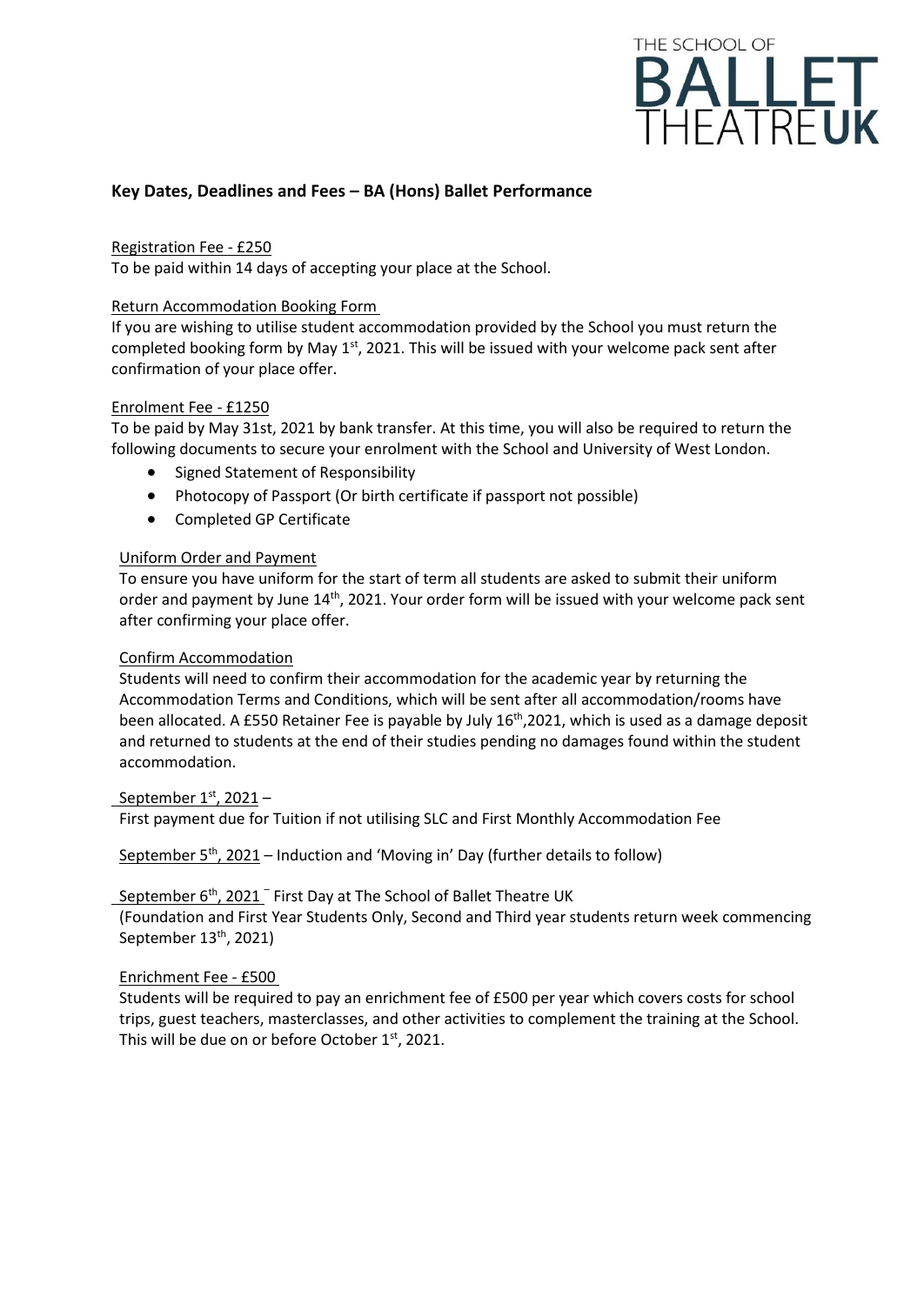THE SCHOOL OF **BALLET** THEATRE**UK**

## Key Dates, Deadlines and Fees – BA (Hons) Ballet Performance

Registration Fee - £250

To be paid within 14 days of accepting your place at the School.

Return Accommodation Booking Form

If you are wishing to utilise student accommodation provided by the School you must return the completed booking form by May 1st, 2021. This will be issued with your welcome pack sent after confirmation of your place offer.

Enrolment Fee - £1250

To be paid by May 31st, 2021 by bank transfer. At this time, you will also be required to return the following documents to secure your enrolment with the School and University of West London.

- Signed Statement of Responsibility
- Photocopy of Passport (Or birth certificate if passport not possible)
- Completed GP Certificate

Uniform Order and Payment

To ensure you have uniform for the start of term all students are asked to submit their uniform order and payment by June 14th, 2021. Your order form will be issued with your welcome pack sent after confirming your place offer.

Confirm Accommodation

Students will need to confirm their accommodation for the academic year by returning the Accommodation Terms and Conditions, which will be sent after all accommodation/rooms have been allocated. A £550 Retainer Fee is payable by July 16th,2021, which is used as a damage deposit and returned to students at the end of their studies pending no damages found within the student accommodation.

September 1st, 2021 –

First payment due for Tuition if not utilising SLC and First Monthly Accommodation Fee

September 5th, 2021 – Induction and 'Moving in' Day (further details to follow)

September 6th, 2021 – First Day at The School of Ballet Theatre UK

(Foundation and First Year Students Only, Second and Third year students return week commencing September 13th, 2021)

Enrichment Fee - £500

Students will be required to pay an enrichment fee of £500 per year which covers costs for school trips, guest teachers, masterclasses, and other activities to complement the training at the School. This will be due on or before October 1st, 2021.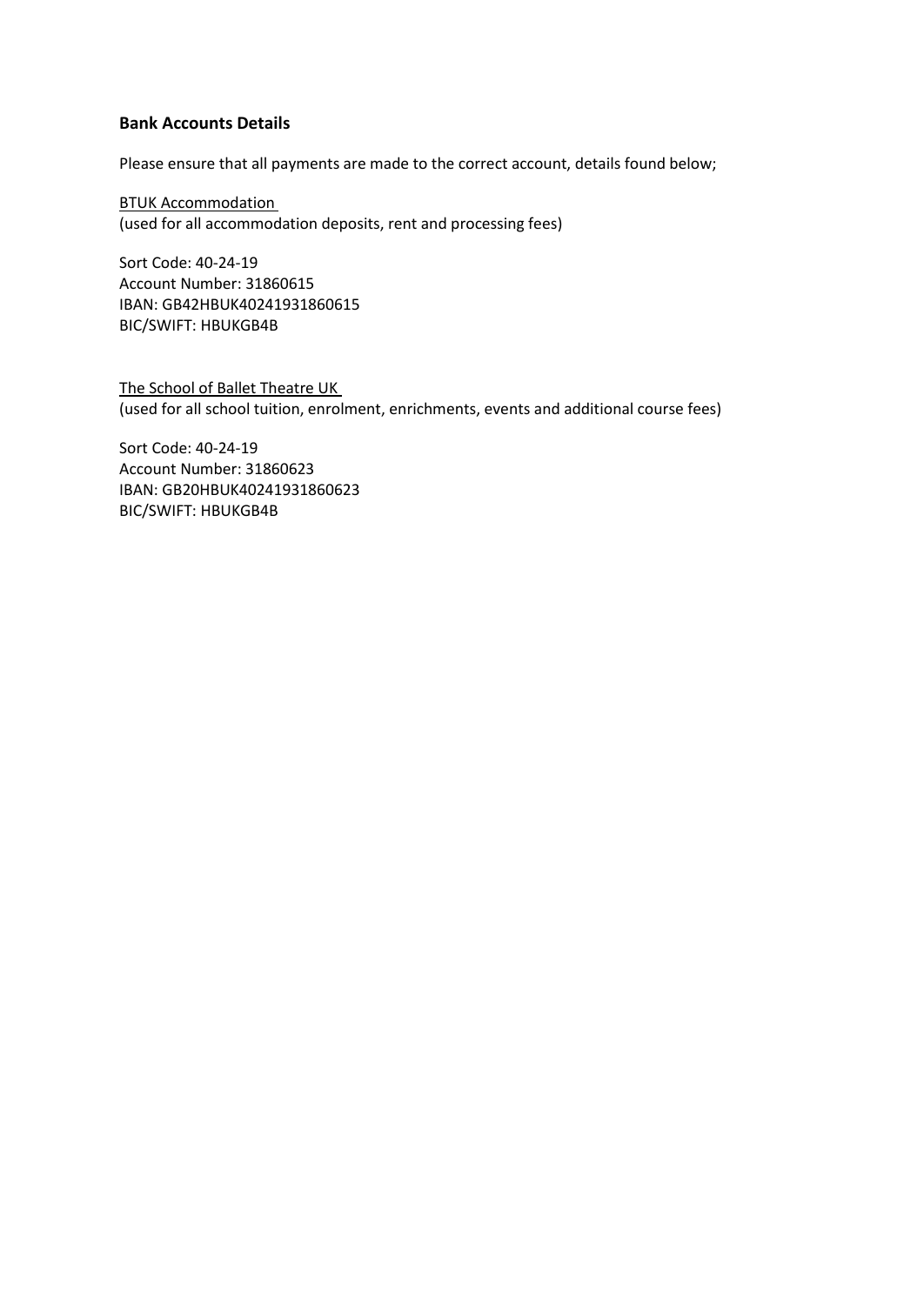### Bank Accounts Details

Please ensure that all payments are made to the correct account, details found below;

<u>BTUK Accommodation</u>
(used for all accommodation deposits, rent and processing fees)

Sort Code: 40-24-19
Account Number: 31860615
IBAN: GB42HBUK40241931860615
BIC/SWIFT: HBUKGB4B

<u>The School of Ballet Theatre UK</u>
(used for all school tuition, enrolment, enrichments, events and additional course fees)

Sort Code: 40-24-19
Account Number: 31860623
IBAN: GB20HBUK40241931860623
BIC/SWIFT: HBUKGB4B